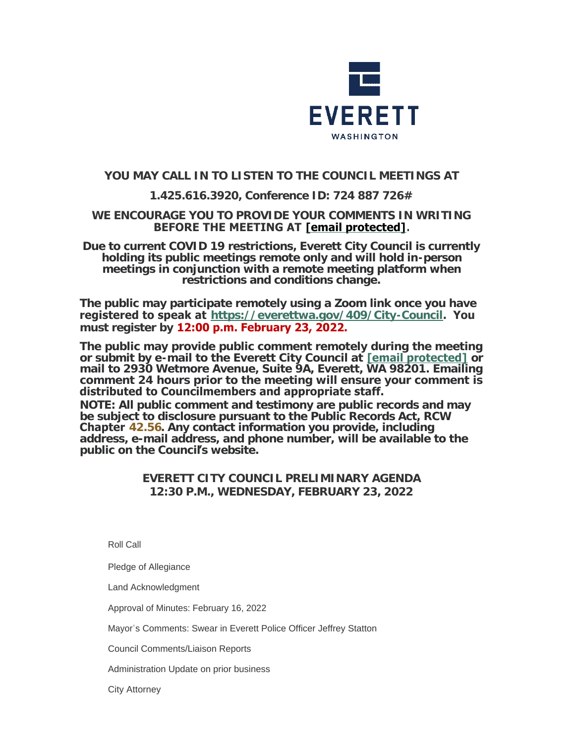EVERETT

WASHINGTON

**YOU MAY CALL IN TO LISTEN TO THE COUNCIL MEETINGS AT**

**1.425.616.3920, Conference ID: 724 887 726#**

**WE ENCOURAGE YOU TO PROVIDE YOUR COMMENTS IN WRITING BEFORE THE MEETING AT [email protected].**

**Due to current COVID 19 restrictions, Everett City Council is currently holding its public meetings remote only and will hold in-person meetings in conjunction with a remote meeting platform when restrictions and conditions change.**

**The public may participate remotely using a Zoom link once you have registered to speak at https://everettwa.gov/409/City-Council. You must register by 12:00 p.m. February 23, 2022.**

**The public may provide public comment remotely during the meeting or submit by e-mail to the Everett City Council at [email protected] or mail to 2930 Wetmore Avenue, Suite 9A, Everett, WA 98201. Emailing comment 24 hours prior to the meeting will ensure your comment is distributed to Councilmembers and appropriate staff.**

**NOTE: All public comment and testimony are public records and may be subject to disclosure pursuant to the Public Records Act, RCW Chapter 42.56. Any contact information you provide, including address, e-mail address, and phone number, will be available to the public on the Council's website.**

## EVERETT CITY COUNCIL PRELIMINARY AGENDA
## 12:30 P.M., WEDNESDAY, FEBRUARY 23, 2022

Roll Call

Pledge of Allegiance

Land Acknowledgment

Approval of Minutes: February 16, 2022

Mayor's Comments: Swear in Everett Police Officer Jeffrey Statton

Council Comments/Liaison Reports

Administration Update on prior business

City Attorney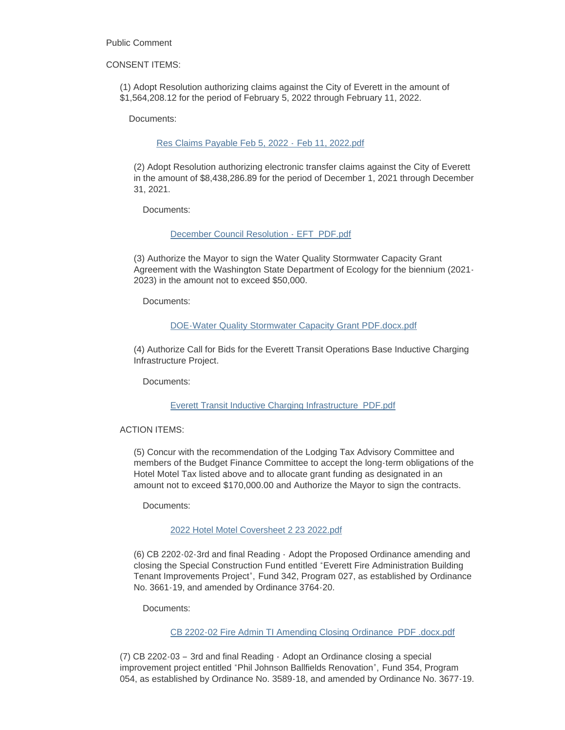Public Comment

CONSENT ITEMS:

(1) Adopt Resolution authorizing claims against the City of Everett in the amount of $1,564,208.12 for the period of February 5, 2022 through February 11, 2022.

Documents:

Res Claims Payable Feb 5, 2022 - Feb 11, 2022.pdf

(2) Adopt Resolution authorizing electronic transfer claims against the City of Everett in the amount of $8,438,286.89 for the period of December 1, 2021 through December 31, 2021.

Documents:

December Council Resolution - EFT_PDF.pdf

(3) Authorize the Mayor to sign the Water Quality Stormwater Capacity Grant Agreement with the Washington State Department of Ecology for the biennium (2021-2023) in the amount not to exceed $50,000.

Documents:

DOE-Water Quality Stormwater Capacity Grant PDF.docx.pdf

(4) Authorize Call for Bids for the Everett Transit Operations Base Inductive Charging Infrastructure Project.

Documents:

Everett Transit Inductive Charging Infrastructure_PDF.pdf

ACTION ITEMS:

(5) Concur with the recommendation of the Lodging Tax Advisory Committee and members of the Budget Finance Committee to accept the long-term obligations of the Hotel Motel Tax listed above and to allocate grant funding as designated in an amount not to exceed $170,000.00 and Authorize the Mayor to sign the contracts.

Documents:

2022 Hotel Motel Coversheet 2 23 2022.pdf

(6) CB 2202-02-3rd and final Reading - Adopt the Proposed Ordinance amending and closing the Special Construction Fund entitled "Everett Fire Administration Building Tenant Improvements Project", Fund 342, Program 027, as established by Ordinance No. 3661-19, and amended by Ordinance 3764-20.

Documents:

CB 2202-02 Fire Admin TI Amending Closing Ordinance_PDF .docx.pdf

(7) CB 2202-03 – 3rd and final Reading - Adopt an Ordinance closing a special improvement project entitled "Phil Johnson Ballfields Renovation", Fund 354, Program 054, as established by Ordinance No. 3589-18, and amended by Ordinance No. 3677-19.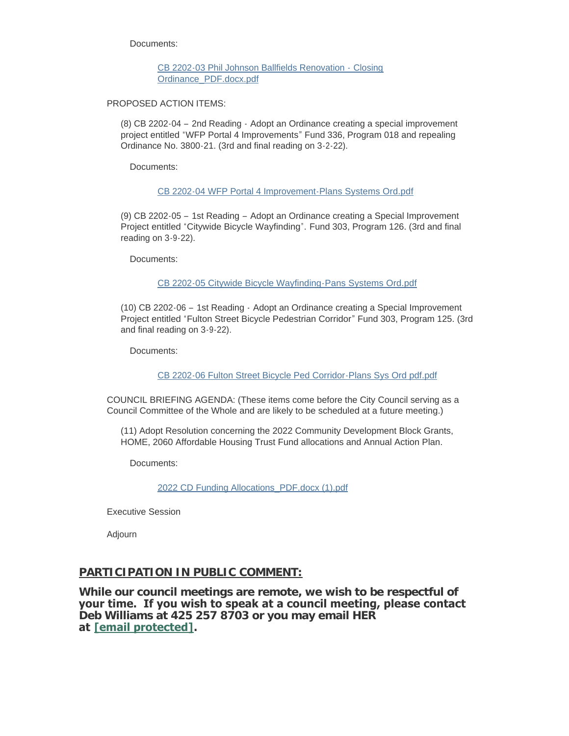Documents:

[CB 2202-03 Phil Johnson Ballfields Renovation - Closing Ordinance_PDF.docx.pdf]

PROPOSED ACTION ITEMS:

(8) CB 2202-04 – 2nd Reading - Adopt an Ordinance creating a special improvement project entitled "WFP Portal 4 Improvements" Fund 336, Program 018 and repealing Ordinance No. 3800-21. (3rd and final reading on 3-2-22).

Documents:

[CB 2202-04 WFP Portal 4 Improvement-Plans Systems Ord.pdf]

(9) CB 2202-05 – 1st Reading – Adopt an Ordinance creating a Special Improvement Project entitled "Citywide Bicycle Wayfinding". Fund 303, Program 126. (3rd and final reading on 3-9-22).

Documents:

[CB 2202-05 Citywide Bicycle Wayfinding-Pans Systems Ord.pdf]

(10) CB 2202-06 – 1st Reading - Adopt an Ordinance creating a Special Improvement Project entitled "Fulton Street Bicycle Pedestrian Corridor" Fund 303, Program 125. (3rd and final reading on 3-9-22).

Documents:

[CB 2202-06 Fulton Street Bicycle Ped Corridor-Plans Sys Ord pdf.pdf]

COUNCIL BRIEFING AGENDA: (These items come before the City Council serving as a Council Committee of the Whole and are likely to be scheduled at a future meeting.)

(11) Adopt Resolution concerning the 2022 Community Development Block Grants, HOME, 2060 Affordable Housing Trust Fund allocations and Annual Action Plan.

Documents:

[2022 CD Funding Allocations_PDF.docx (1).pdf]

Executive Session

Adjourn

## PARTICIPATION IN PUBLIC COMMENT:

**While our council meetings are remote, we wish to be respectful of your time. If you wish to speak at a council meeting, please contact Deb Williams at 425 257 8703 or you may email HER at [email protected].**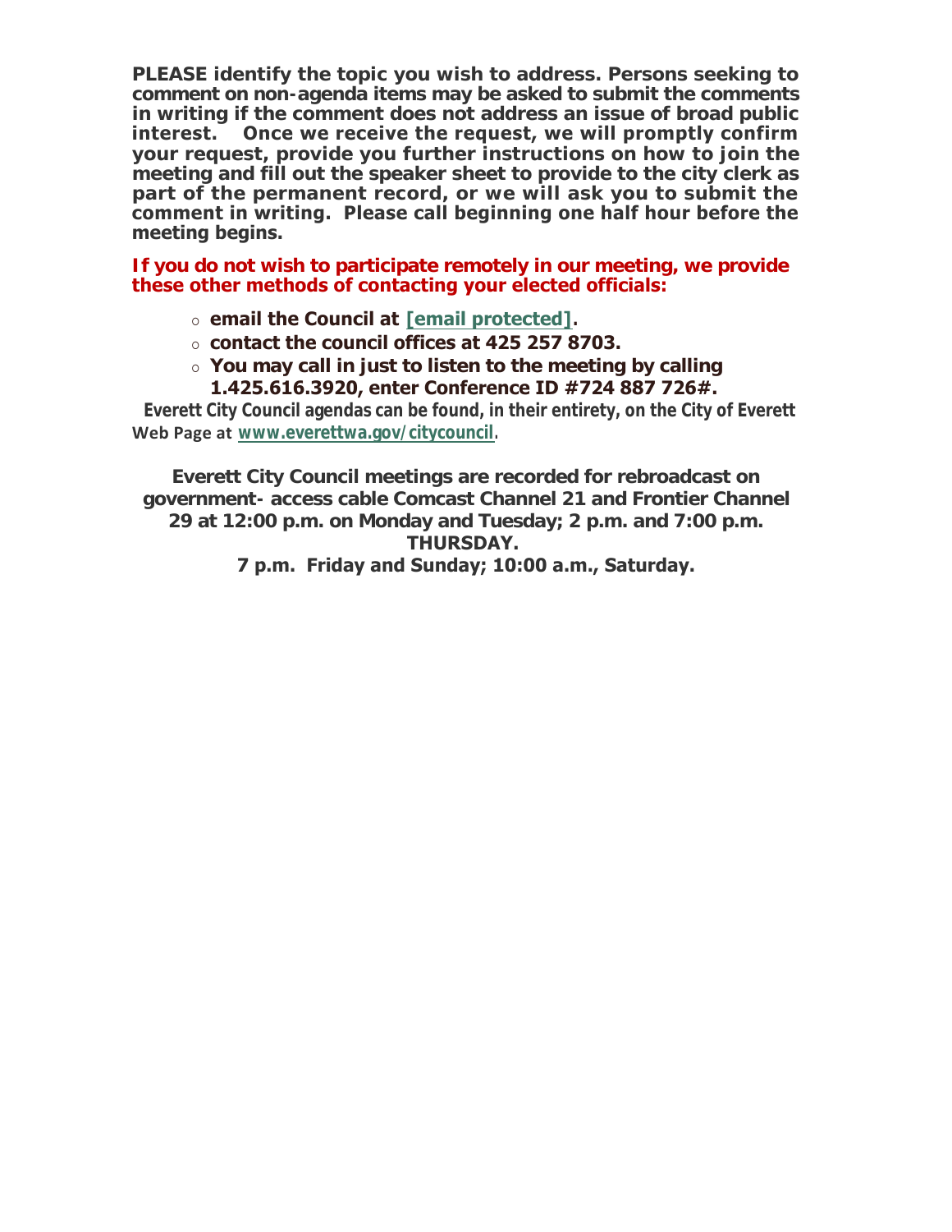**PLEASE identify the topic you wish to address. Persons seeking to comment on non-agenda items may be asked to submit the comments in writing if the comment does not address an issue of broad public interest. Once we receive the request, we will promptly confirm your request, provide you further instructions on how to join the meeting and fill out the speaker sheet to provide to the city clerk as part of the permanent record, or we will ask you to submit the comment in writing. Please call beginning one half hour before the meeting begins.**

**If you do not wish to participate remotely in our meeting, we provide these other methods of contacting your elected officials:**

- **email the Council at [email protected].**
- **contact the council offices at 425 257 8703.**
- **You may call in just to listen to the meeting by calling 1.425.616.3920, enter Conference ID #724 887 726#.**

**Everett City Council agendas can be found, in their entirety, on the City of Everett Web Page at www.everettwa.gov/citycouncil.**

**Everett City Council meetings are recorded for rebroadcast on government- access cable Comcast Channel 21 and Frontier Channel 29 at 12:00 p.m. on Monday and Tuesday; 2 p.m. and 7:00 p.m. THURSDAY.**

**7 p.m. Friday and Sunday; 10:00 a.m., Saturday.**